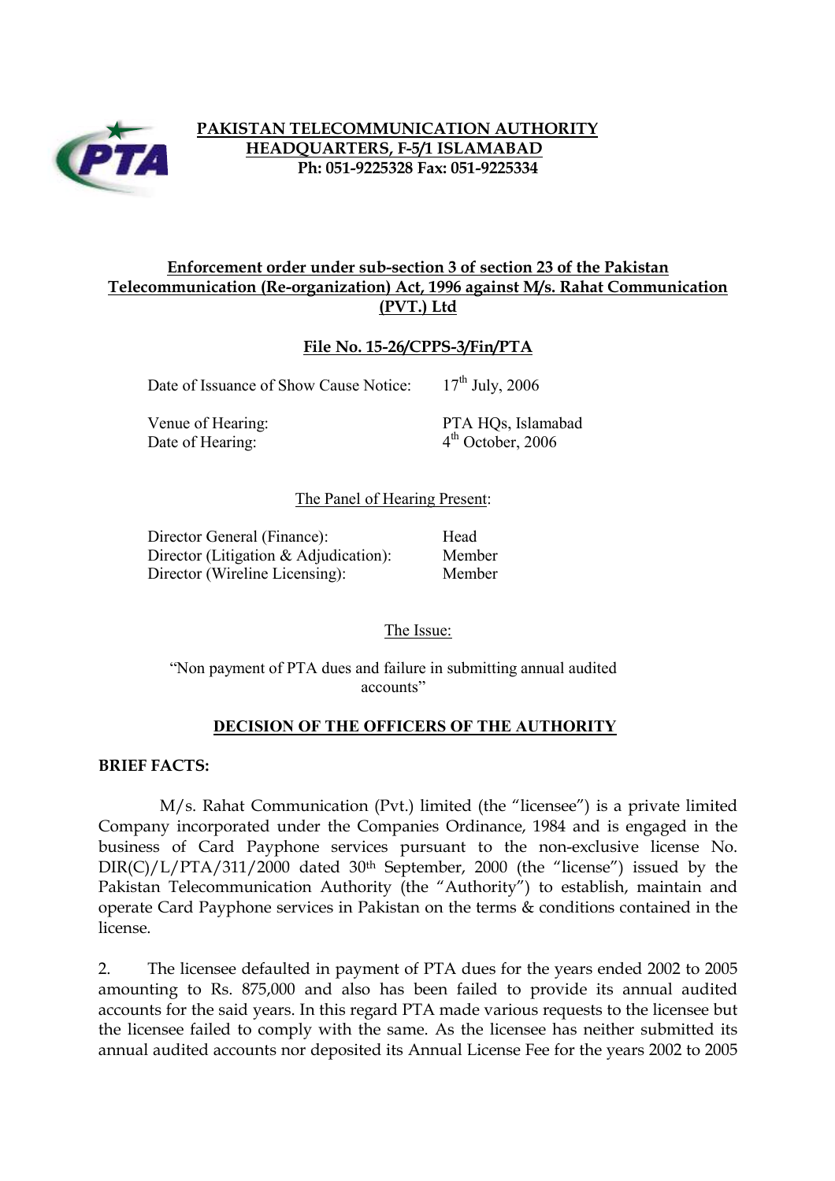**PAKISTAN TELECOMMUNICATION AUTHORITY**
**HEADQUARTERS, F-5/1 ISLAMABAD**
**Ph: 051-9225328 Fax: 051-9225334**

**Enforcement order under sub-section 3 of section 23 of the Pakistan Telecommunication (Re-organization) Act, 1996 against M/s. Rahat Communication (PVT.) Ltd**

**File No. 15-26/CPPS-3/Fin/PTA**

| | |
|---|---|
| Date of Issuance of Show Cause Notice: | 17th July, 2006 |
| Venue of Hearing: | PTA HQs, Islamabad |
| Date of Hearing: | 4th October, 2006 |

The Panel of Hearing Present:

| | |
|---|---|
| Director General (Finance): | Head |
| Director (Litigation & Adjudication): | Member |
| Director (Wireline Licensing): | Member |

The Issue:

"Non payment of PTA dues and failure in submitting annual audited accounts"

**DECISION OF THE OFFICERS OF THE AUTHORITY**

**BRIEF FACTS:**

M/s. Rahat Communication (Pvt.) limited (the "licensee") is a private limited Company incorporated under the Companies Ordinance, 1984 and is engaged in the business of Card Payphone services pursuant to the non-exclusive license No. DIR(C)/L/PTA/311/2000 dated 30th September, 2000 (the "license") issued by the Pakistan Telecommunication Authority (the "Authority") to establish, maintain and operate Card Payphone services in Pakistan on the terms & conditions contained in the license.

2. The licensee defaulted in payment of PTA dues for the years ended 2002 to 2005 amounting to Rs. 875,000 and also has been failed to provide its annual audited accounts for the said years. In this regard PTA made various requests to the licensee but the licensee failed to comply with the same. As the licensee has neither submitted its annual audited accounts nor deposited its Annual License Fee for the years 2002 to 2005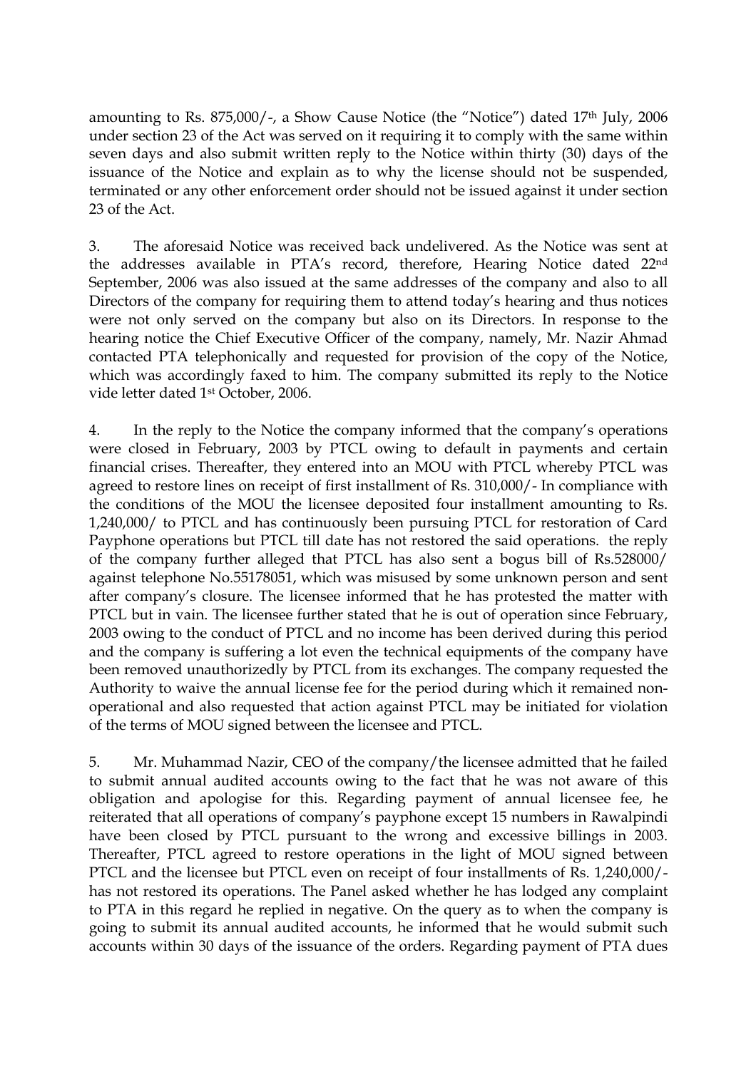amounting to Rs. 875,000/-, a Show Cause Notice (the "Notice") dated 17th July, 2006 under section 23 of the Act was served on it requiring it to comply with the same within seven days and also submit written reply to the Notice within thirty (30) days of the issuance of the Notice and explain as to why the license should not be suspended, terminated or any other enforcement order should not be issued against it under section 23 of the Act.

3. The aforesaid Notice was received back undelivered. As the Notice was sent at the addresses available in PTA's record, therefore, Hearing Notice dated 22nd September, 2006 was also issued at the same addresses of the company and also to all Directors of the company for requiring them to attend today's hearing and thus notices were not only served on the company but also on its Directors. In response to the hearing notice the Chief Executive Officer of the company, namely, Mr. Nazir Ahmad contacted PTA telephonically and requested for provision of the copy of the Notice, which was accordingly faxed to him. The company submitted its reply to the Notice vide letter dated 1st October, 2006.

4. In the reply to the Notice the company informed that the company's operations were closed in February, 2003 by PTCL owing to default in payments and certain financial crises. Thereafter, they entered into an MOU with PTCL whereby PTCL was agreed to restore lines on receipt of first installment of Rs. 310,000/- In compliance with the conditions of the MOU the licensee deposited four installment amounting to Rs. 1,240,000/ to PTCL and has continuously been pursuing PTCL for restoration of Card Payphone operations but PTCL till date has not restored the said operations. the reply of the company further alleged that PTCL has also sent a bogus bill of Rs.528000/ against telephone No.55178051, which was misused by some unknown person and sent after company's closure. The licensee informed that he has protested the matter with PTCL but in vain. The licensee further stated that he is out of operation since February, 2003 owing to the conduct of PTCL and no income has been derived during this period and the company is suffering a lot even the technical equipments of the company have been removed unauthorizedly by PTCL from its exchanges. The company requested the Authority to waive the annual license fee for the period during which it remained non-operational and also requested that action against PTCL may be initiated for violation of the terms of MOU signed between the licensee and PTCL.

5. Mr. Muhammad Nazir, CEO of the company/the licensee admitted that he failed to submit annual audited accounts owing to the fact that he was not aware of this obligation and apologise for this. Regarding payment of annual licensee fee, he reiterated that all operations of company's payphone except 15 numbers in Rawalpindi have been closed by PTCL pursuant to the wrong and excessive billings in 2003. Thereafter, PTCL agreed to restore operations in the light of MOU signed between PTCL and the licensee but PTCL even on receipt of four installments of Rs. 1,240,000/- has not restored its operations. The Panel asked whether he has lodged any complaint to PTA in this regard he replied in negative. On the query as to when the company is going to submit its annual audited accounts, he informed that he would submit such accounts within 30 days of the issuance of the orders. Regarding payment of PTA dues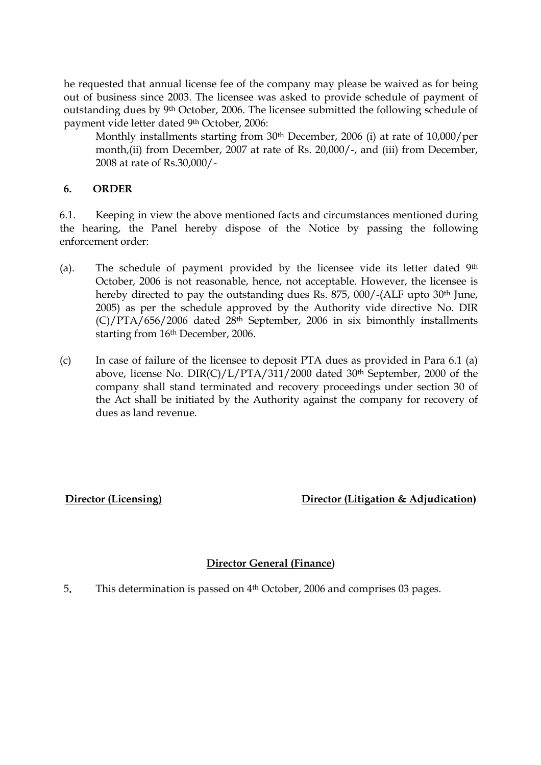he requested that annual license fee of the company may please be waived as for being out of business since 2003. The licensee was asked to provide schedule of payment of outstanding dues by 9th October, 2006. The licensee submitted the following schedule of payment vide letter dated 9th October, 2006:

> Monthly installments starting from 30th December, 2006 (i) at rate of 10,000/per month,(ii) from December, 2007 at rate of Rs. 20,000/-, and (iii) from December, 2008 at rate of Rs.30,000/-

**6. ORDER**

6.1. Keeping in view the above mentioned facts and circumstances mentioned during the hearing, the Panel hereby dispose of the Notice by passing the following enforcement order:

(a). The schedule of payment provided by the licensee vide its letter dated 9th October, 2006 is not reasonable, hence, not acceptable. However, the licensee is hereby directed to pay the outstanding dues Rs. 875, 000/-(ALF upto 30th June, 2005) as per the schedule approved by the Authority vide directive No. DIR (C)/PTA/656/2006 dated 28th September, 2006 in six bimonthly installments starting from 16th December, 2006.

(c) In case of failure of the licensee to deposit PTA dues as provided in Para 6.1 (a) above, license No. DIR(C)/L/PTA/311/2000 dated 30th September, 2000 of the company shall stand terminated and recovery proceedings under section 30 of the Act shall be initiated by the Authority against the company for recovery of dues as land revenue.

**Director (Licensing)** **Director (Litigation & Adjudication)**

**Director General (Finance)**

5. This determination is passed on 4th October, 2006 and comprises 03 pages.